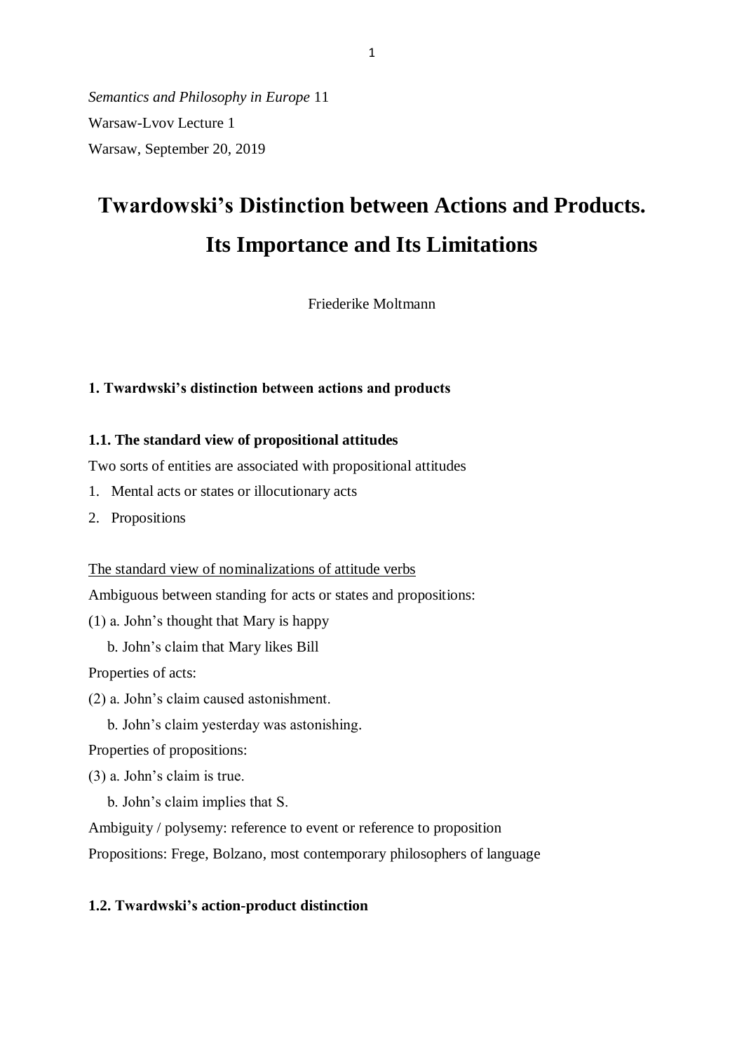*Semantics and Philosophy in Europe* 11

Warsaw-Lvov Lecture 1

Warsaw, September 20, 2019

# Twardowski's Distinction between Actions and Products. Its Importance and Its Limitations

Friederike Moltmann

## 1. Twardwski's distinction between actions and products

### 1.1. The standard view of propositional attitudes

Two sorts of entities are associated with propositional attitudes

1. Mental acts or states or illocutionary acts
2. Propositions

<u>The standard view of nominalizations of attitude verbs</u>

Ambiguous between standing for acts or states and propositions:

(1) a. John's thought that Mary is happy

b. John's claim that Mary likes Bill

Properties of acts:

(2) a. John's claim caused astonishment.

b. John's claim yesterday was astonishing.

Properties of propositions:

(3) a. John's claim is true.

b. John's claim implies that S.

Ambiguity / polysemy: reference to event or reference to proposition

Propositions: Frege, Bolzano, most contemporary philosophers of language

### 1.2. Twardwski's action-product distinction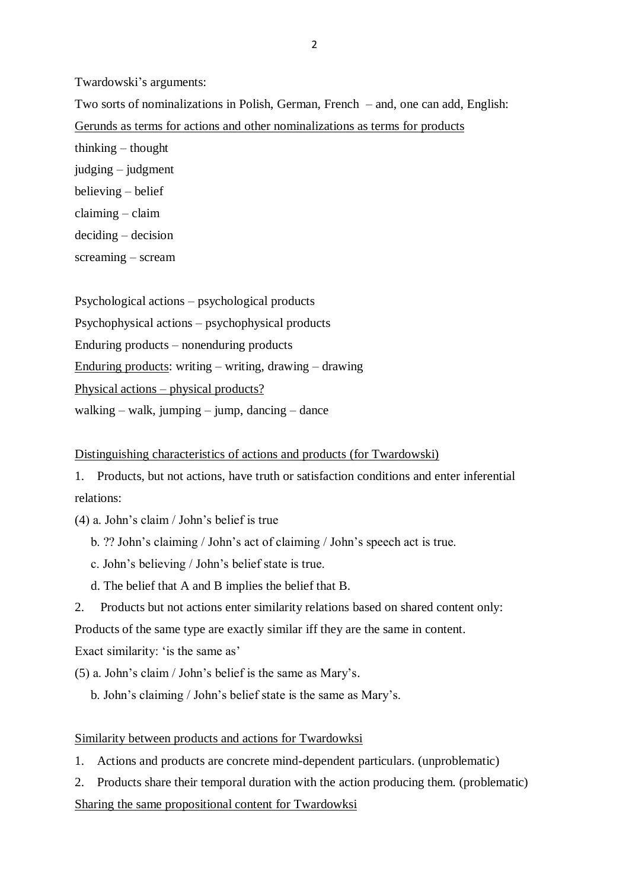Twardowski's arguments:

Two sorts of nominalizations in Polish, German, French – and, one can add, English:

<u>Gerunds as terms for actions and other nominalizations as terms for products</u>

thinking – thought

judging – judgment

believing – belief

claiming – claim

deciding – decision

screaming – scream

Psychological actions – psychological products

Psychophysical actions – psychophysical products

Enduring products – nonenduring products

<u>Enduring products</u>: writing – writing, drawing – drawing

<u>Physical actions – physical products?</u>

walking – walk, jumping – jump, dancing – dance

<u>Distinguishing characteristics of actions and products (for Twardowski)</u>

1. Products, but not actions, have truth or satisfaction conditions and enter inferential relations:

(4) a. John's claim / John's belief is true

 b. ?? John's claiming / John's act of claiming / John's speech act is true.

 c. John's believing / John's belief state is true.

 d. The belief that A and B implies the belief that B.

2. Products but not actions enter similarity relations based on shared content only:

Products of the same type are exactly similar iff they are the same in content.

Exact similarity: 'is the same as'

(5) a. John's claim / John's belief is the same as Mary's.

 b. John's claiming / John's belief state is the same as Mary's.

<u>Similarity between products and actions for Twardowksi</u>

1. Actions and products are concrete mind-dependent particulars. (unproblematic)
2. Products share their temporal duration with the action producing them. (problematic)

<u>Sharing the same propositional content for Twardowksi</u>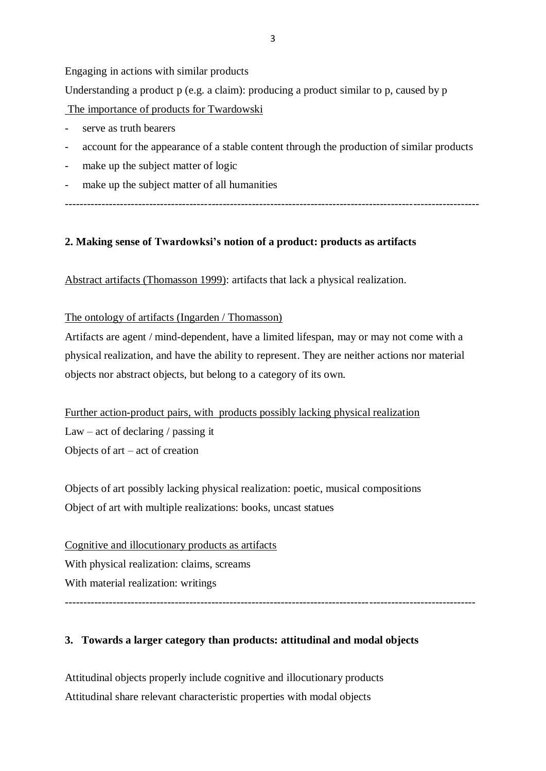Engaging in actions with similar products

Understanding a product p (e.g. a claim): producing a product similar to p, caused by p

<u>The importance of products for Twardowski</u>

- serve as truth bearers
- account for the appearance of a stable content through the production of similar products
- make up the subject matter of logic
- make up the subject matter of all humanities

---

**2. Making sense of Twardowksi's notion of a product: products as artifacts**

<u>Abstract artifacts (Thomasson 1999)</u>: artifacts that lack a physical realization.

<u>The ontology of artifacts (Ingarden / Thomasson)</u>

Artifacts are agent / mind-dependent, have a limited lifespan, may or may not come with a physical realization, and have the ability to represent. They are neither actions nor material objects nor abstract objects, but belong to a category of its own.

<u>Further action-product pairs, with products possibly lacking physical realization</u>

Law – act of declaring / passing it

Objects of art – act of creation

Objects of art possibly lacking physical realization: poetic, musical compositions

Object of art with multiple realizations: books, uncast statues

<u>Cognitive and illocutionary products as artifacts</u>

With physical realization: claims, screams

With material realization: writings

---

**3. Towards a larger category than products: attitudinal and modal objects**

Attitudinal objects properly include cognitive and illocutionary products

Attitudinal share relevant characteristic properties with modal objects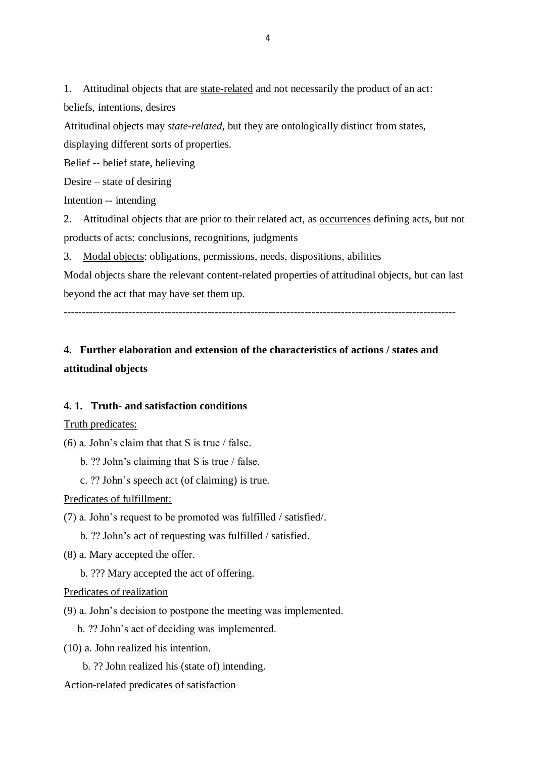1. Attitudinal objects that are <u>state-related</u> and not necessarily the product of an act: beliefs, intentions, desires

Attitudinal objects may *state-related*, but they are ontologically distinct from states, displaying different sorts of properties.

Belief -- belief state, believing

Desire – state of desiring

Intention -- intending

2. Attitudinal objects that are prior to their related act, as <u>occurrences</u> defining acts, but not products of acts: conclusions, recognitions, judgments

3. <u>Modal objects</u>: obligations, permissions, needs, dispositions, abilities

Modal objects share the relevant content-related properties of attitudinal objects, but can last beyond the act that may have set them up.

---

## 4. Further elaboration and extension of the characteristics of actions / states and attitudinal objects

### 4. 1. Truth- and satisfaction conditions

<u>Truth predicates:</u>

(6) a. John's claim that that S is true / false.

b. ?? John's claiming that S is true / false.

c. ?? John's speech act (of claiming) is true.

<u>Predicates of fulfillment:</u>

(7) a. John's request to be promoted was fulfilled / satisfied/.

b. ?? John's act of requesting was fulfilled / satisfied.

(8) a. Mary accepted the offer.

b. ??? Mary accepted the act of offering.

<u>Predicates of realization</u>

(9) a. John's decision to postpone the meeting was implemented.

b. ?? John's act of deciding was implemented.

(10) a. John realized his intention.

b. ?? John realized his (state of) intending.

<u>Action-related predicates of satisfaction</u>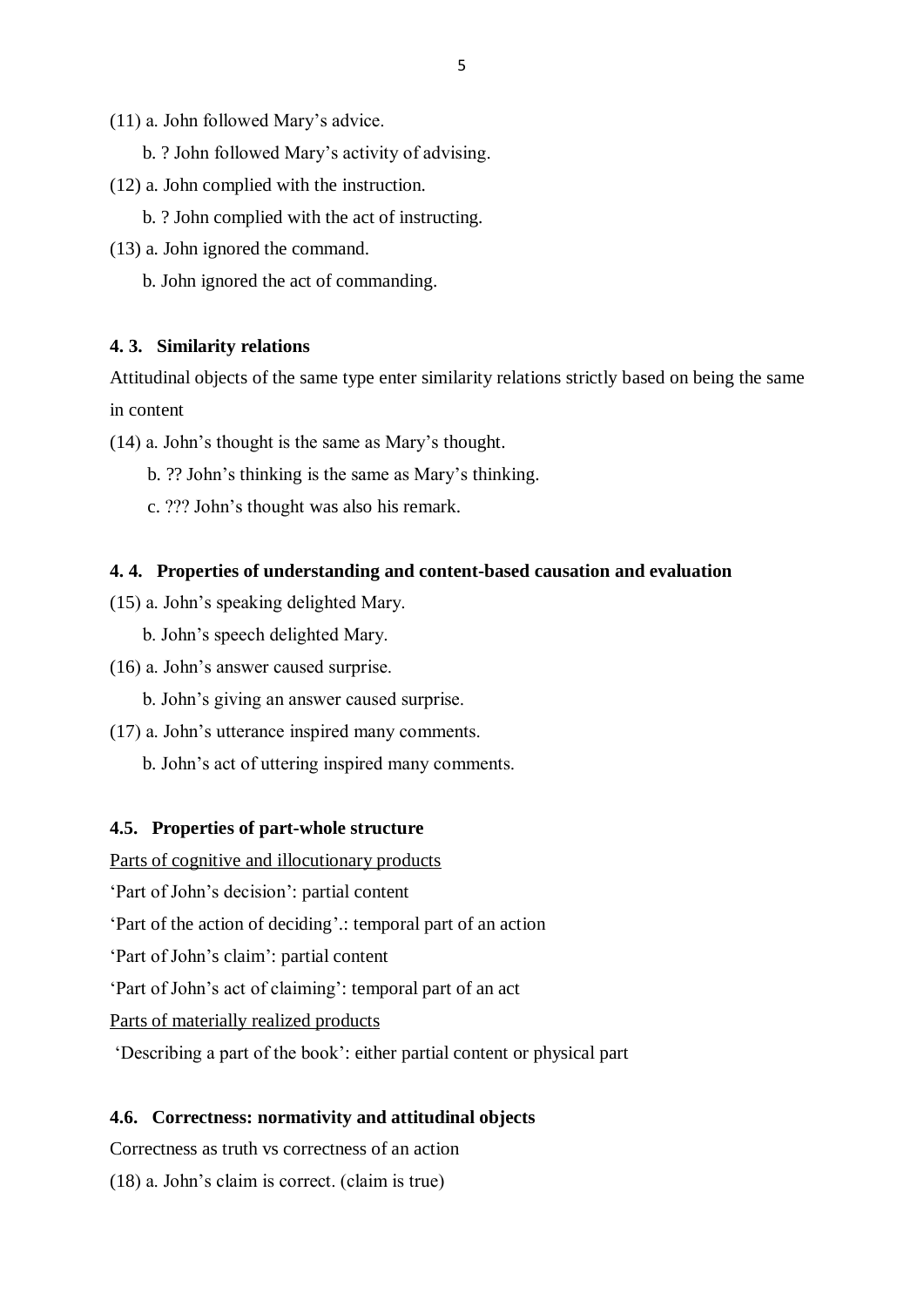(11) a. John followed Mary's advice.

  b. ? John followed Mary's activity of advising.

(12) a. John complied with the instruction.

  b. ? John complied with the act of instructing.

(13) a. John ignored the command.

  b. John ignored the act of commanding.

### 4. 3. Similarity relations

Attitudinal objects of the same type enter similarity relations strictly based on being the same in content

(14) a. John's thought is the same as Mary's thought.

  b. ?? John's thinking is the same as Mary's thinking.

  c. ??? John's thought was also his remark.

### 4. 4. Properties of understanding and content-based causation and evaluation

(15) a. John's speaking delighted Mary.

  b. John's speech delighted Mary.

(16) a. John's answer caused surprise.

  b. John's giving an answer caused surprise.

(17) a. John's utterance inspired many comments.

  b. John's act of uttering inspired many comments.

### 4.5. Properties of part-whole structure

<u>Parts of cognitive and illocutionary products</u>

'Part of John's decision': partial content

'Part of the action of deciding'.: temporal part of an action

'Part of John's claim': partial content

'Part of John's act of claiming': temporal part of an act

<u>Parts of materially realized products</u>

'Describing a part of the book': either partial content or physical part

### 4.6. Correctness: normativity and attitudinal objects

Correctness as truth vs correctness of an action

(18) a. John's claim is correct. (claim is true)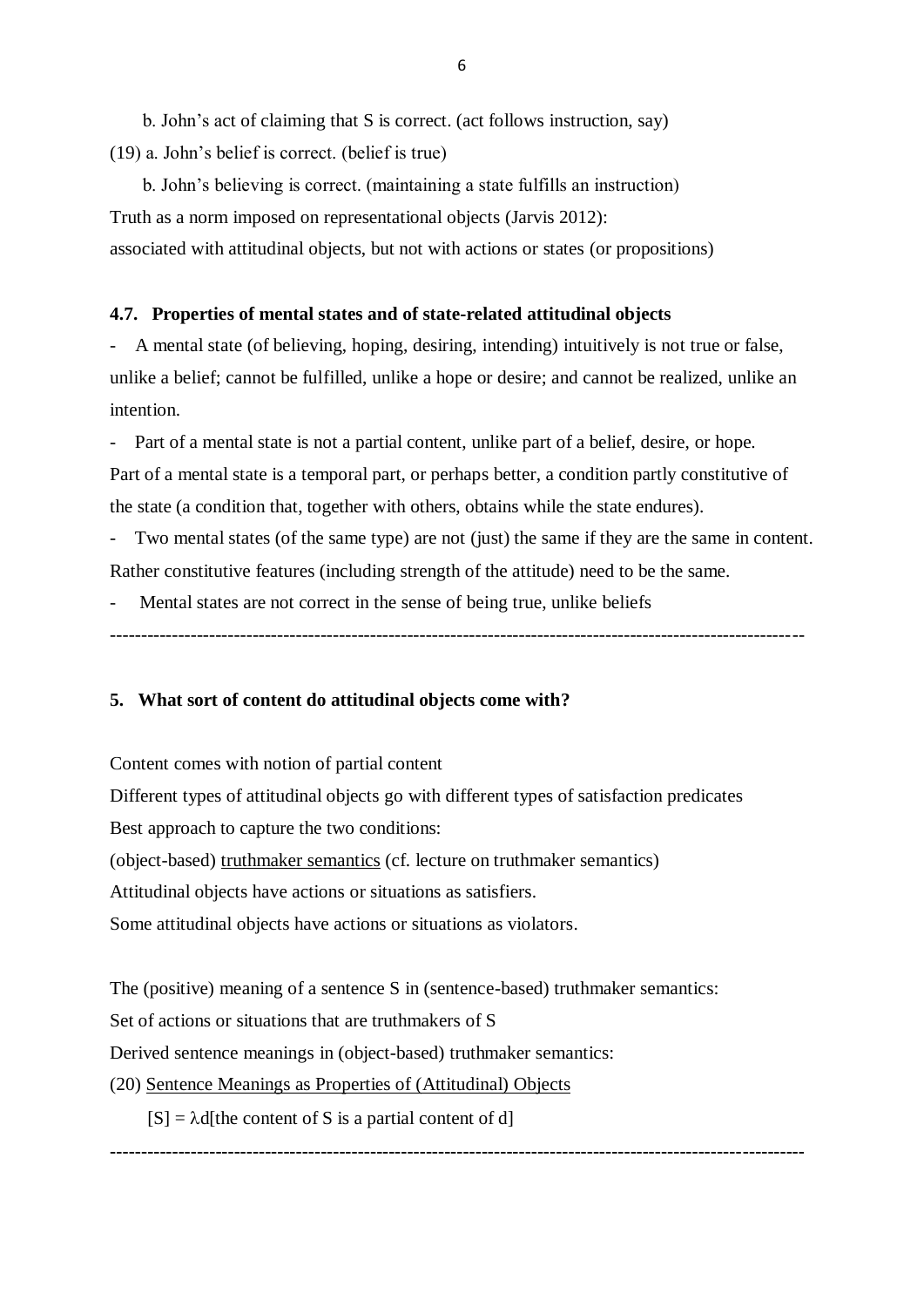b. John's act of claiming that S is correct. (act follows instruction, say)

(19) a. John's belief is correct. (belief is true)

b. John's believing is correct. (maintaining a state fulfills an instruction)

Truth as a norm imposed on representational objects (Jarvis 2012):
associated with attitudinal objects, but not with actions or states (or propositions)

### 4.7. Properties of mental states and of state-related attitudinal objects

- A mental state (of believing, hoping, desiring, intending) intuitively is not true or false, unlike a belief; cannot be fulfilled, unlike a hope or desire; and cannot be realized, unlike an intention.
- Part of a mental state is not a partial content, unlike part of a belief, desire, or hope. Part of a mental state is a temporal part, or perhaps better, a condition partly constitutive of the state (a condition that, together with others, obtains while the state endures).
- Two mental states (of the same type) are not (just) the same if they are the same in content. Rather constitutive features (including strength of the attitude) need to be the same.
- Mental states are not correct in the sense of being true, unlike beliefs

---

## 5. What sort of content do attitudinal objects come with?

Content comes with notion of partial content

Different types of attitudinal objects go with different types of satisfaction predicates

Best approach to capture the two conditions:

(object-based) truthmaker semantics (cf. lecture on truthmaker semantics)

Attitudinal objects have actions or situations as satisfiers.

Some attitudinal objects have actions or situations as violators.

The (positive) meaning of a sentence S in (sentence-based) truthmaker semantics:

Set of actions or situations that are truthmakers of S

Derived sentence meanings in (object-based) truthmaker semantics:

(20) Sentence Meanings as Properties of (Attitudinal) Objects

[S] = λd[the content of S is a partial content of d]

---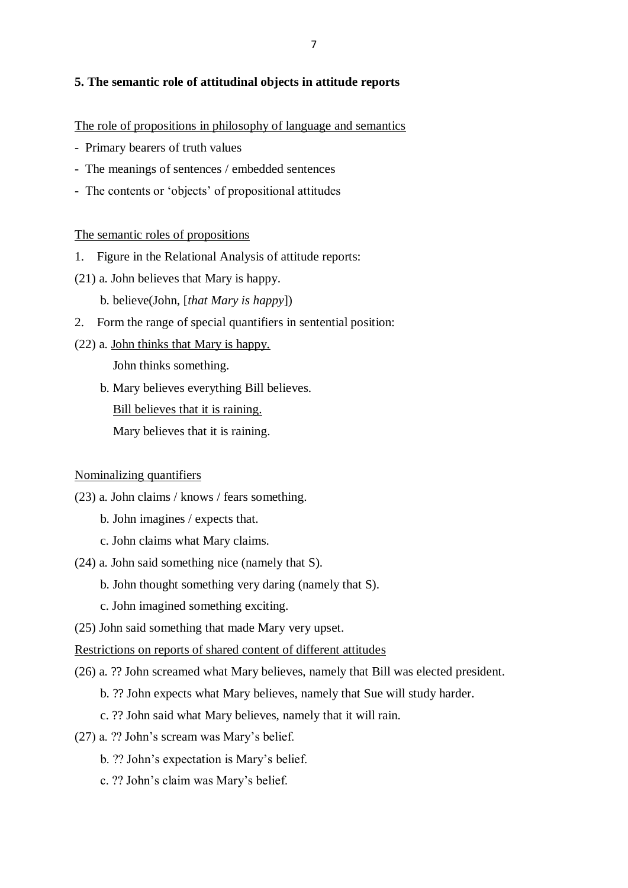### 5. The semantic role of attitudinal objects in attitude reports

<u>The role of propositions in philosophy of language and semantics</u>

- Primary bearers of truth values
- The meanings of sentences / embedded sentences
- The contents or 'objects' of propositional attitudes

<u>The semantic roles of propositions</u>

1. Figure in the Relational Analysis of attitude reports:

(21) a. John believes that Mary is happy.

  b. believe(John, [*that Mary is happy*])

2. Form the range of special quantifiers in sentential position:

(22) a. <u>John thinks that Mary is happy.</u>

  John thinks something.

  b. Mary believes everything Bill believes.

  <u>Bill believes that it is raining.</u>

  Mary believes that it is raining.

<u>Nominalizing quantifiers</u>

(23) a. John claims / knows / fears something.

  b. John imagines / expects that.

  c. John claims what Mary claims.

(24) a. John said something nice (namely that S).

  b. John thought something very daring (namely that S).

  c. John imagined something exciting.

(25) John said something that made Mary very upset.

<u>Restrictions on reports of shared content of different attitudes</u>

(26) a. ?? John screamed what Mary believes, namely that Bill was elected president.

  b. ?? John expects what Mary believes, namely that Sue will study harder.

  c. ?? John said what Mary believes, namely that it will rain.

(27) a. ?? John's scream was Mary's belief.

  b. ?? John's expectation is Mary's belief.

  c. ?? John's claim was Mary's belief.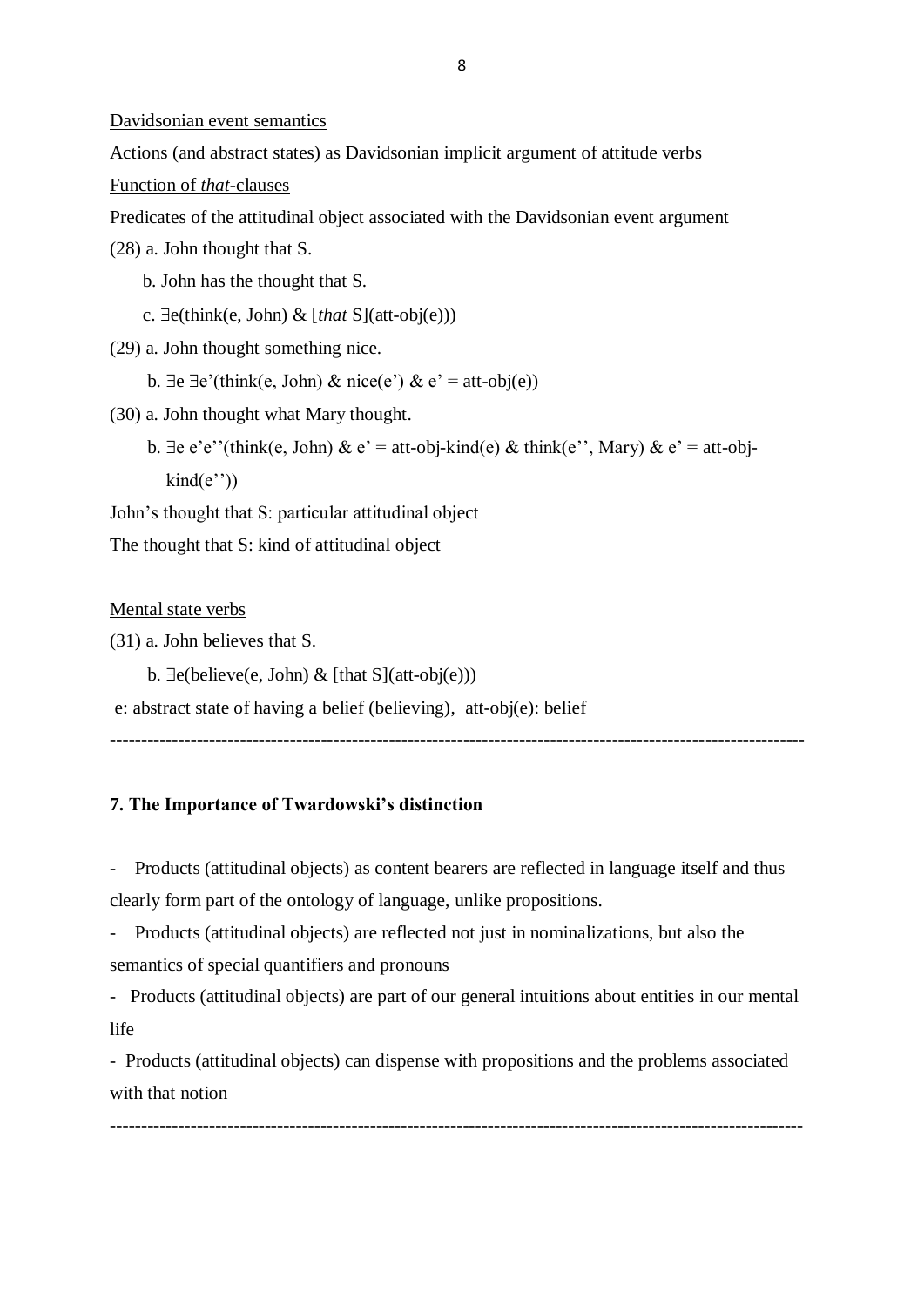<u>Davidsonian event semantics</u>

Actions (and abstract states) as Davidsonian implicit argument of attitude verbs

<u>Function of *that*-clauses</u>

Predicates of the attitudinal object associated with the Davidsonian event argument

(28) a. John thought that S.

  b. John has the thought that S.

  c. ∃e(think(e, John) & [*that* S](att-obj(e)))

(29) a. John thought something nice.

  b. ∃e ∃e'(think(e, John) & nice(e') & e' = att-obj(e))

(30) a. John thought what Mary thought.

  b. ∃e e'e''(think(e, John) & e' = att-obj-kind(e) & think(e'', Mary) & e' = att-obj-kind(e''))

John's thought that S: particular attitudinal object

The thought that S: kind of attitudinal object

<u>Mental state verbs</u>

(31) a. John believes that S.

  b. ∃e(believe(e, John) & [that S](att-obj(e)))

e: abstract state of having a belief (believing), att-obj(e): belief

---

**7. The Importance of Twardowski's distinction**

- Products (attitudinal objects) as content bearers are reflected in language itself and thus clearly form part of the ontology of language, unlike propositions.
- Products (attitudinal objects) are reflected not just in nominalizations, but also the semantics of special quantifiers and pronouns
- Products (attitudinal objects) are part of our general intuitions about entities in our mental life
- Products (attitudinal objects) can dispense with propositions and the problems associated with that notion

---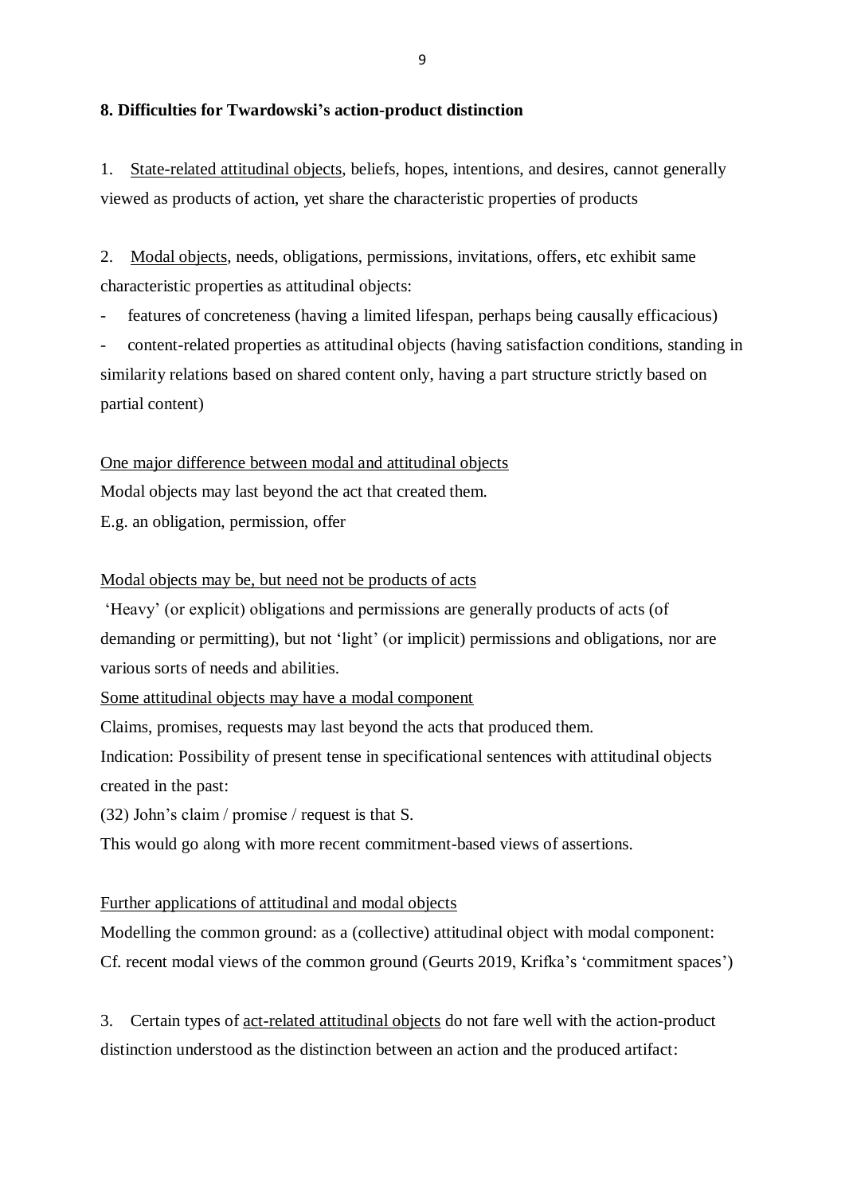## 8. Difficulties for Twardowski's action-product distinction

1. <u>State-related attitudinal objects</u>, beliefs, hopes, intentions, and desires, cannot generally viewed as products of action, yet share the characteristic properties of products

2. <u>Modal objects</u>, needs, obligations, permissions, invitations, offers, etc exhibit same characteristic properties as attitudinal objects:

- features of concreteness (having a limited lifespan, perhaps being causally efficacious)
- content-related properties as attitudinal objects (having satisfaction conditions, standing in similarity relations based on shared content only, having a part structure strictly based on partial content)

<u>One major difference between modal and attitudinal objects</u>

Modal objects may last beyond the act that created them.

E.g. an obligation, permission, offer

<u>Modal objects may be, but need not be products of acts</u>

'Heavy' (or explicit) obligations and permissions are generally products of acts (of demanding or permitting), but not 'light' (or implicit) permissions and obligations, nor are various sorts of needs and abilities.

<u>Some attitudinal objects may have a modal component</u>

Claims, promises, requests may last beyond the acts that produced them.

Indication: Possibility of present tense in specificational sentences with attitudinal objects created in the past:

(32) John's claim / promise / request is that S.

This would go along with more recent commitment-based views of assertions.

<u>Further applications of attitudinal and modal objects</u>

Modelling the common ground: as a (collective) attitudinal object with modal component:

Cf. recent modal views of the common ground (Geurts 2019, Krifka's 'commitment spaces')

3. Certain types of <u>act-related attitudinal objects</u> do not fare well with the action-product distinction understood as the distinction between an action and the produced artifact: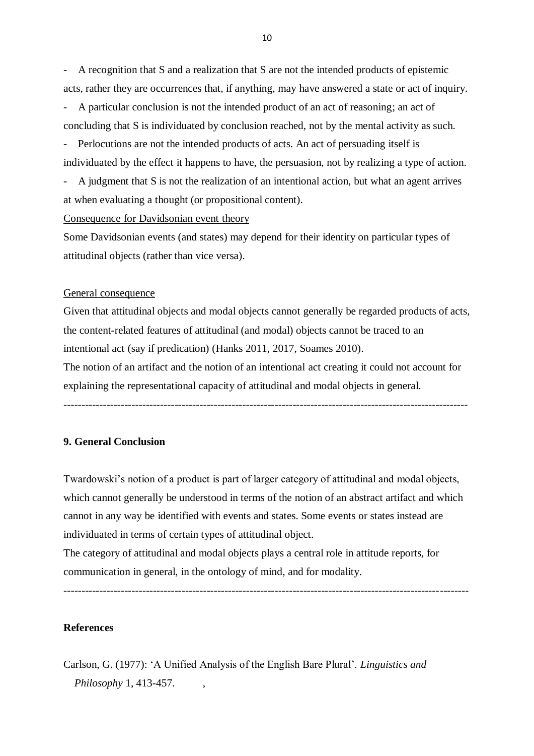- A recognition that S and a realization that S are not the intended products of epistemic acts, rather they are occurrences that, if anything, may have answered a state or act of inquiry.
- A particular conclusion is not the intended product of an act of reasoning; an act of concluding that S is individuated by conclusion reached, not by the mental activity as such.
- Perlocutions are not the intended products of acts. An act of persuading itself is individuated by the effect it happens to have, the persuasion, not by realizing a type of action.
- A judgment that S is not the realization of an intentional action, but what an agent arrives at when evaluating a thought (or propositional content).

<u>Consequence for Davidsonian event theory</u>

Some Davidsonian events (and states) may depend for their identity on particular types of attitudinal objects (rather than vice versa).

<u>General consequence</u>

Given that attitudinal objects and modal objects cannot generally be regarded products of acts, the content-related features of attitudinal (and modal) objects cannot be traced to an intentional act (say if predication) (Hanks 2011, 2017, Soames 2010).

The notion of an artifact and the notion of an intentional act creating it could not account for explaining the representational capacity of attitudinal and modal objects in general.

---

**9. General Conclusion**

Twardowski's notion of a product is part of larger category of attitudinal and modal objects, which cannot generally be understood in terms of the notion of an abstract artifact and which cannot in any way be identified with events and states. Some events or states instead are individuated in terms of certain types of attitudinal object.

The category of attitudinal and modal objects plays a central role in attitude reports, for communication in general, in the ontology of mind, and for modality.

---

**References**

Carlson, G. (1977): 'A Unified Analysis of the English Bare Plural'. *Linguistics and Philosophy* 1, 413-457. ,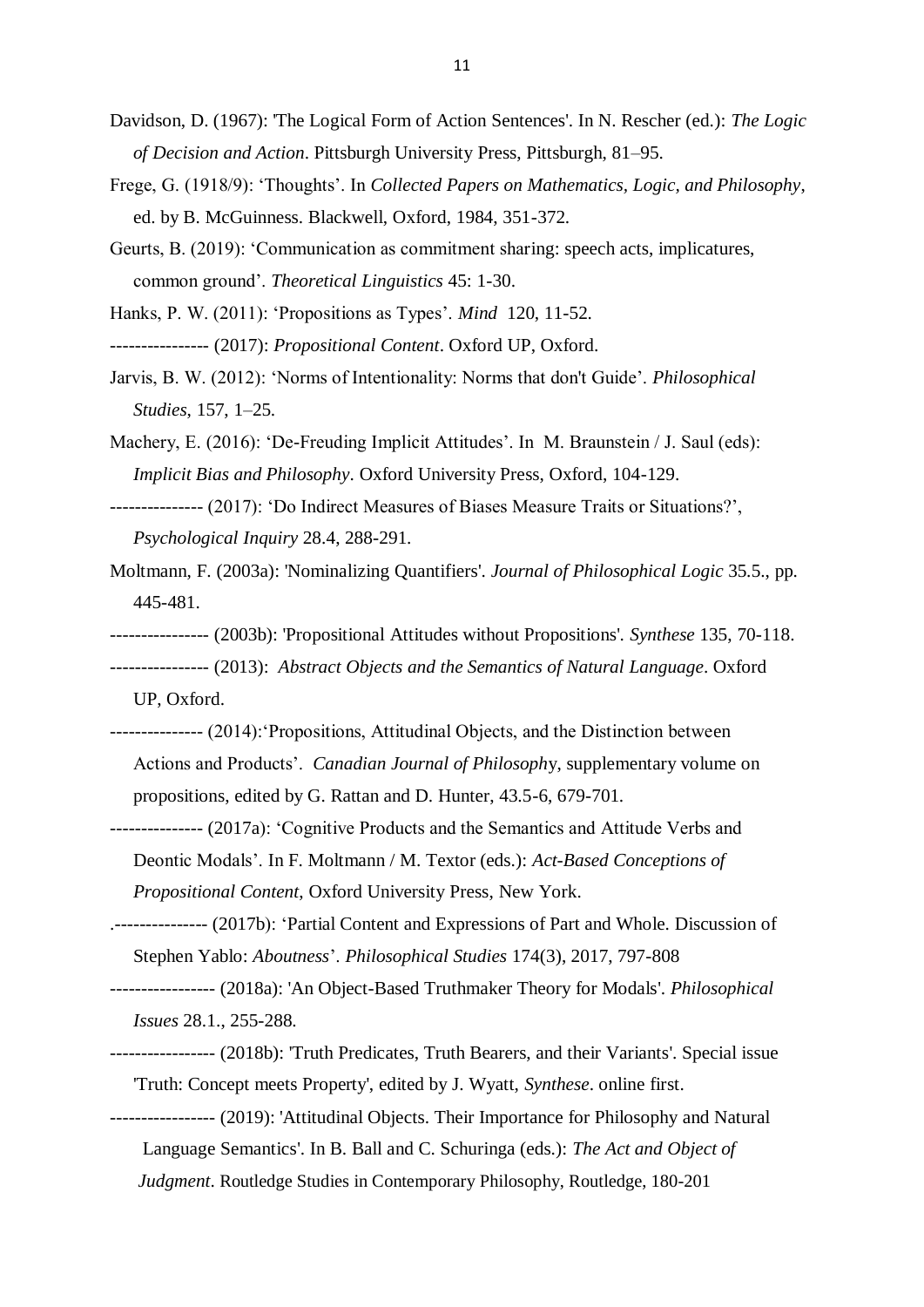Davidson, D. (1967): 'The Logical Form of Action Sentences'. In N. Rescher (ed.): *The Logic of Decision and Action*. Pittsburgh University Press, Pittsburgh, 81–95.

Frege, G. (1918/9): 'Thoughts'. In *Collected Papers on Mathematics, Logic, and Philosophy*, ed. by B. McGuinness. Blackwell, Oxford, 1984, 351-372.

Geurts, B. (2019): 'Communication as commitment sharing: speech acts, implicatures, common ground'. *Theoretical Linguistics* 45: 1-30.

Hanks, P. W. (2011): 'Propositions as Types'. *Mind* 120, 11-52.

---------------- (2017): *Propositional Content*. Oxford UP, Oxford.

Jarvis, B. W. (2012): 'Norms of Intentionality: Norms that don't Guide'. *Philosophical Studies*, 157, 1–25.

Machery, E. (2016): 'De-Freuding Implicit Attitudes'. In M. Braunstein / J. Saul (eds): *Implicit Bias and Philosophy*. Oxford University Press, Oxford, 104-129.

--------------- (2017): 'Do Indirect Measures of Biases Measure Traits or Situations?', *Psychological Inquiry* 28.4, 288-291.

Moltmann, F. (2003a): 'Nominalizing Quantifiers'. *Journal of Philosophical Logic* 35.5., pp. 445-481.

---------------- (2003b): 'Propositional Attitudes without Propositions'. *Synthese* 135, 70-118.

---------------- (2013): *Abstract Objects and the Semantics of Natural Language*. Oxford UP, Oxford.

--------------- (2014):'Propositions, Attitudinal Objects, and the Distinction between Actions and Products'. *Canadian Journal of Philosophy*, supplementary volume on propositions, edited by G. Rattan and D. Hunter, 43.5-6, 679-701.

--------------- (2017a): 'Cognitive Products and the Semantics and Attitude Verbs and Deontic Modals'. In F. Moltmann / M. Textor (eds.): *Act-Based Conceptions of Propositional Content*, Oxford University Press, New York.

.--------------- (2017b): 'Partial Content and Expressions of Part and Whole. Discussion of Stephen Yablo: *Aboutness*'. *Philosophical Studies* 174(3), 2017, 797-808

----------------- (2018a): 'An Object-Based Truthmaker Theory for Modals'. *Philosophical Issues* 28.1., 255-288.

----------------- (2018b): 'Truth Predicates, Truth Bearers, and their Variants'. Special issue 'Truth: Concept meets Property', edited by J. Wyatt, *Synthese*. online first.

----------------- (2019): 'Attitudinal Objects. Their Importance for Philosophy and Natural Language Semantics'. In B. Ball and C. Schuringa (eds.): *The Act and Object of Judgment*. Routledge Studies in Contemporary Philosophy, Routledge, 180-201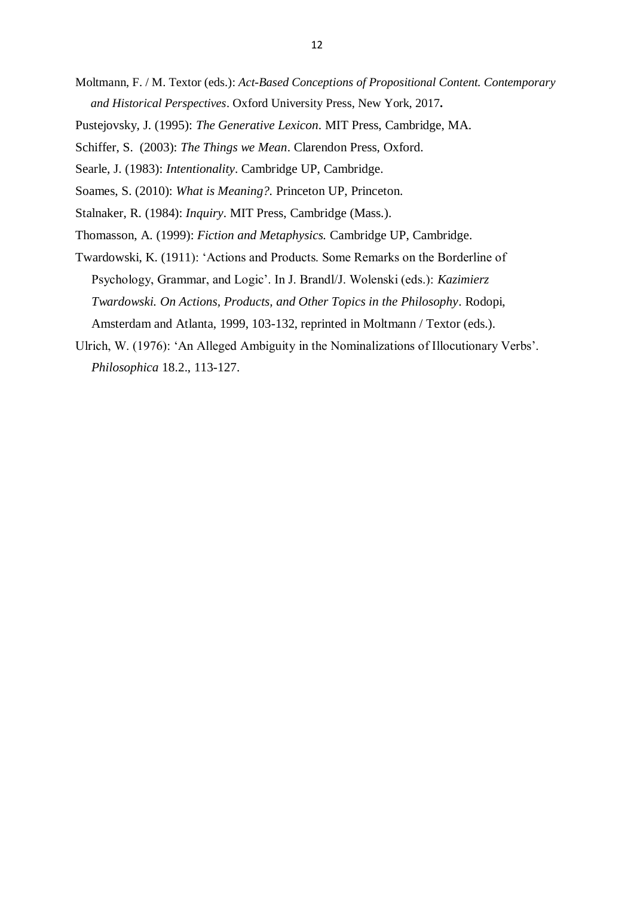Moltmann, F. / M. Textor (eds.): *Act-Based Conceptions of Propositional Content. Contemporary and Historical Perspectives*. Oxford University Press, New York, 2017**.**

Pustejovsky, J. (1995): *The Generative Lexicon*. MIT Press, Cambridge, MA.

Schiffer, S. (2003): *The Things we Mean*. Clarendon Press, Oxford.

Searle, J. (1983): *Intentionality*. Cambridge UP, Cambridge.

Soames, S. (2010): *What is Meaning?.* Princeton UP, Princeton.

Stalnaker, R. (1984): *Inquiry*. MIT Press, Cambridge (Mass.).

Thomasson, A. (1999): *Fiction and Metaphysics.* Cambridge UP, Cambridge.

Twardowski, K. (1911): 'Actions and Products. Some Remarks on the Borderline of Psychology, Grammar, and Logic'. In J. Brandl/J. Wolenski (eds.): *Kazimierz Twardowski. On Actions, Products, and Other Topics in the Philosophy*. Rodopi, Amsterdam and Atlanta, 1999, 103-132, reprinted in Moltmann / Textor (eds.).

Ulrich, W. (1976): 'An Alleged Ambiguity in the Nominalizations of Illocutionary Verbs'. *Philosophica* 18.2., 113-127.